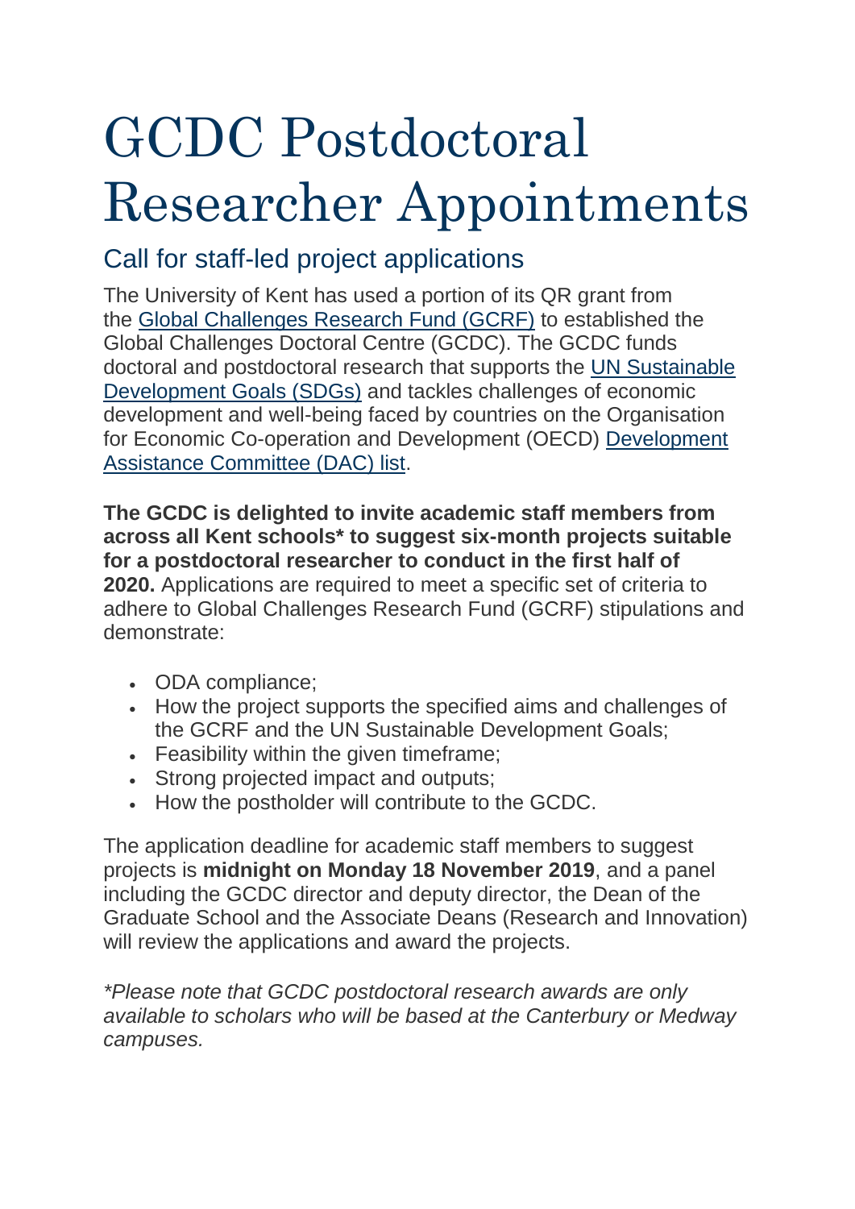# GCDC Postdoctoral Researcher Appointments

## Call for staff-led project applications

The University of Kent has used a portion of its QR grant from the [Global Challenges Research Fund (GCRF)] to established the Global Challenges Doctoral Centre (GCDC). The GCDC funds doctoral and postdoctoral research that supports the [UN Sustainable Development Goals (SDGs)] and tackles challenges of economic development and well-being faced by countries on the Organisation for Economic Co-operation and Development (OECD) [Development Assistance Committee (DAC) list].

**The GCDC is delighted to invite academic staff members from across all Kent schools* to suggest six-month projects suitable for a postdoctoral researcher to conduct in the first half of 2020.** Applications are required to meet a specific set of criteria to adhere to Global Challenges Research Fund (GCRF) stipulations and demonstrate:

- ODA compliance;
- How the project supports the specified aims and challenges of the GCRF and the UN Sustainable Development Goals;
- Feasibility within the given timeframe;
- Strong projected impact and outputs;
- How the postholder will contribute to the GCDC.

The application deadline for academic staff members to suggest projects is **midnight on Monday 18 November 2019**, and a panel including the GCDC director and deputy director, the Dean of the Graduate School and the Associate Deans (Research and Innovation) will review the applications and award the projects.

*\*Please note that GCDC postdoctoral research awards are only available to scholars who will be based at the Canterbury or Medway campuses.*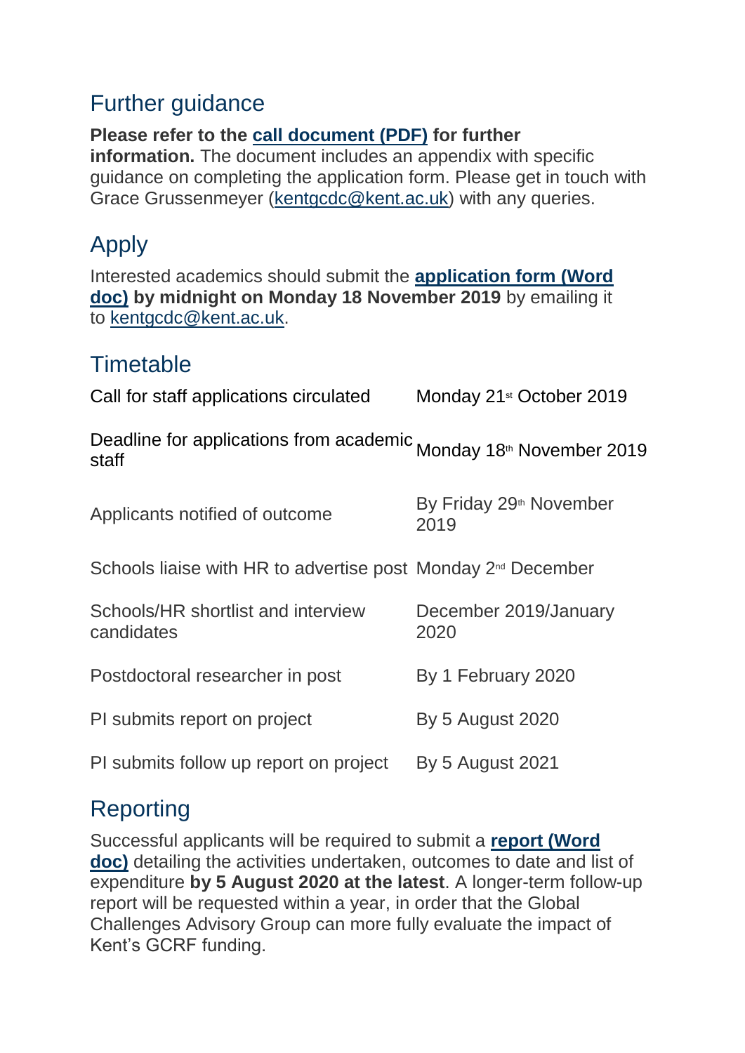## Further guidance

**Please refer to the call document (PDF) for further information.** The document includes an appendix with specific guidance on completing the application form. Please get in touch with Grace Grussenmeyer (kentgcdc@kent.ac.uk) with any queries.

## Apply

Interested academics should submit the **application form (Word doc) by midnight on Monday 18 November 2019** by emailing it to kentgcdc@kent.ac.uk.

## Timetable

| | |
|---|---|
| Call for staff applications circulated | Monday 21st October 2019 |
| Deadline for applications from academic staff | Monday 18th November 2019 |
| Applicants notified of outcome | By Friday 29th November 2019 |
| Schools liaise with HR to advertise post | Monday 2nd December |
| Schools/HR shortlist and interview candidates | December 2019/January 2020 |
| Postdoctoral researcher in post | By 1 February 2020 |
| PI submits report on project | By 5 August 2020 |
| PI submits follow up report on project | By 5 August 2021 |

## Reporting

Successful applicants will be required to submit a **report (Word doc)** detailing the activities undertaken, outcomes to date and list of expenditure **by 5 August 2020 at the latest**. A longer-term follow-up report will be requested within a year, in order that the Global Challenges Advisory Group can more fully evaluate the impact of Kent's GCRF funding.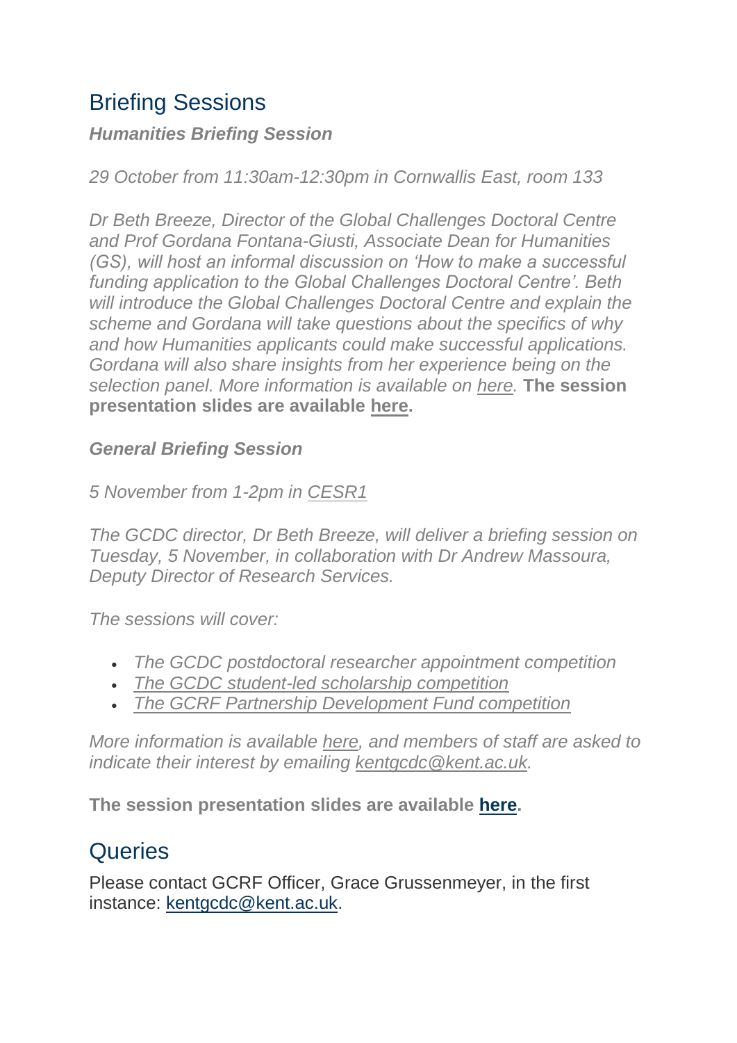## Briefing Sessions

***Humanities Briefing Session***

*29 October from 11:30am-12:30pm in Cornwallis East, room 133*

*Dr Beth Breeze, Director of the Global Challenges Doctoral Centre and Prof Gordana Fontana-Giusti, Associate Dean for Humanities (GS), will host an informal discussion on 'How to make a successful funding application to the Global Challenges Doctoral Centre'. Beth will introduce the Global Challenges Doctoral Centre and explain the scheme and Gordana will take questions about the specifics of why and how Humanities applicants could make successful applications. Gordana will also share insights from her experience being on the selection panel. More information is available on here.* **The session presentation slides are available here.**

***General Briefing Session***

*5 November from 1-2pm in CESR1*

*The GCDC director, Dr Beth Breeze, will deliver a briefing session on Tuesday, 5 November, in collaboration with Dr Andrew Massoura, Deputy Director of Research Services.*

*The sessions will cover:*

- *The GCDC postdoctoral researcher appointment competition*
- *The GCDC student-led scholarship competition*
- *The GCRF Partnership Development Fund competition*

*More information is available here, and members of staff are asked to indicate their interest by emailing kentgcdc@kent.ac.uk.*

**The session presentation slides are available here.**

## Queries

Please contact GCRF Officer, Grace Grussenmeyer, in the first instance: kentgcdc@kent.ac.uk.